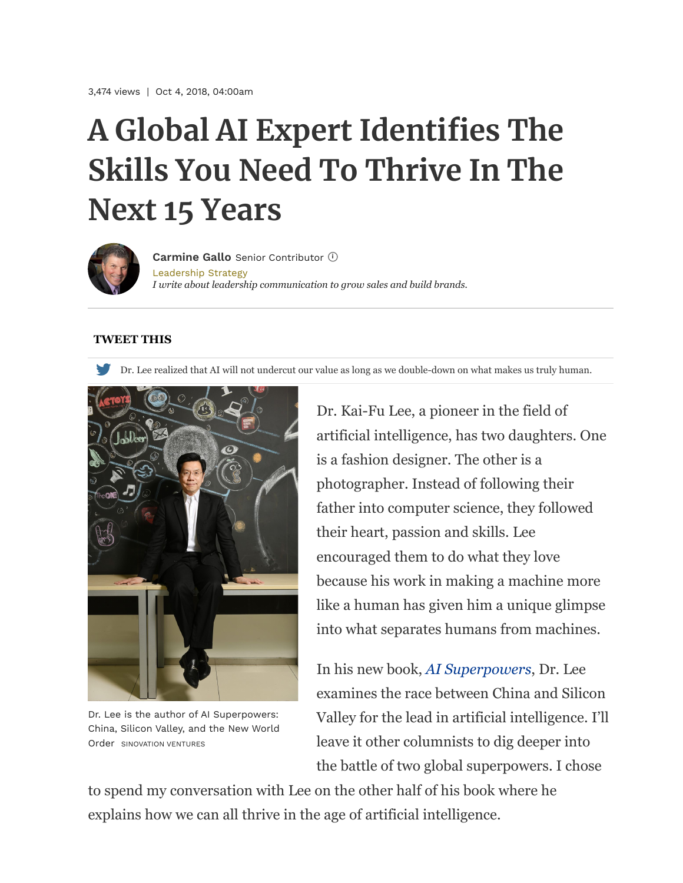3,474 views | Oct 4, 2018, 04:00am

# A Global AI Expert Identifies The Skills You Need To Thrive In The Next 15 Years

**Carmine Gallo** Senior Contributor

Leadership Strategy

*I write about leadership communication to grow sales and build brands.*

**TWEET THIS**

Dr. Lee realized that AI will not undercut our value as long as we double-down on what makes us truly human.

Dr. Lee is the author of AI Superpowers: China, Silicon Valley, and the New World Order SINOVATION VENTURES

Dr. Kai-Fu Lee, a pioneer in the field of artificial intelligence, has two daughters. One is a fashion designer. The other is a photographer. Instead of following their father into computer science, they followed their heart, passion and skills. Lee encouraged them to do what they love because his work in making a machine more like a human has given him a unique glimpse into what separates humans from machines.

In his new book, *AI Superpowers*, Dr. Lee examines the race between China and Silicon Valley for the lead in artificial intelligence. I'll leave it other columnists to dig deeper into the battle of two global superpowers. I chose to spend my conversation with Lee on the other half of his book where he explains how we can all thrive in the age of artificial intelligence.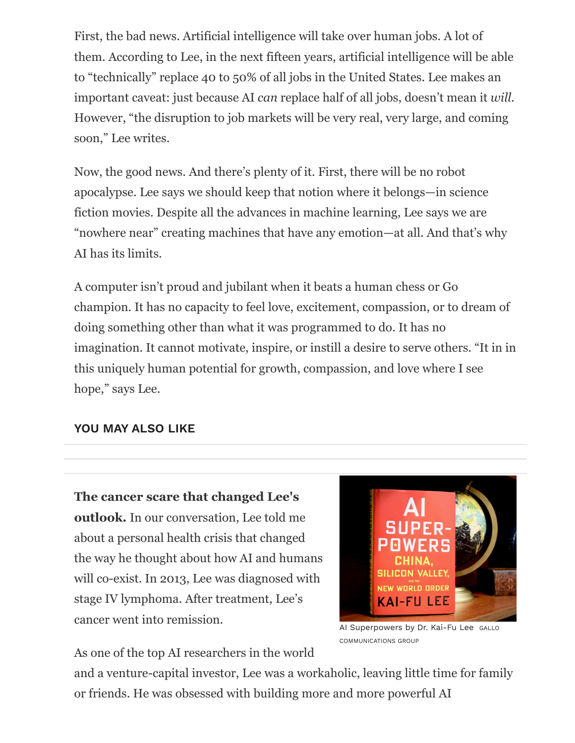First, the bad news. Artificial intelligence will take over human jobs. A lot of them. According to Lee, in the next fifteen years, artificial intelligence will be able to "technically" replace 40 to 50% of all jobs in the United States. Lee makes an important caveat: just because AI *can* replace half of all jobs, doesn't mean it *will*. However, "the disruption to job markets will be very real, very large, and coming soon," Lee writes.

Now, the good news. And there's plenty of it. First, there will be no robot apocalypse. Lee says we should keep that notion where it belongs—in science fiction movies. Despite all the advances in machine learning, Lee says we are "nowhere near" creating machines that have any emotion—at all. And that's why AI has its limits.

A computer isn't proud and jubilant when it beats a human chess or Go champion. It has no capacity to feel love, excitement, compassion, or to dream of doing something other than what it was programmed to do. It has no imagination. It cannot motivate, inspire, or instill a desire to serve others. "It in in this uniquely human potential for growth, compassion, and love where I see hope," says Lee.

**YOU MAY ALSO LIKE**

AI Superpowers by Dr. Kai-Fu Lee GALLO COMMUNICATIONS GROUP

**The cancer scare that changed Lee's outlook.** In our conversation, Lee told me about a personal health crisis that changed the way he thought about how AI and humans will co-exist. In 2013, Lee was diagnosed with stage IV lymphoma. After treatment, Lee's cancer went into remission.

As one of the top AI researchers in the world and a venture-capital investor, Lee was a workaholic, leaving little time for family or friends. He was obsessed with building more and more powerful AI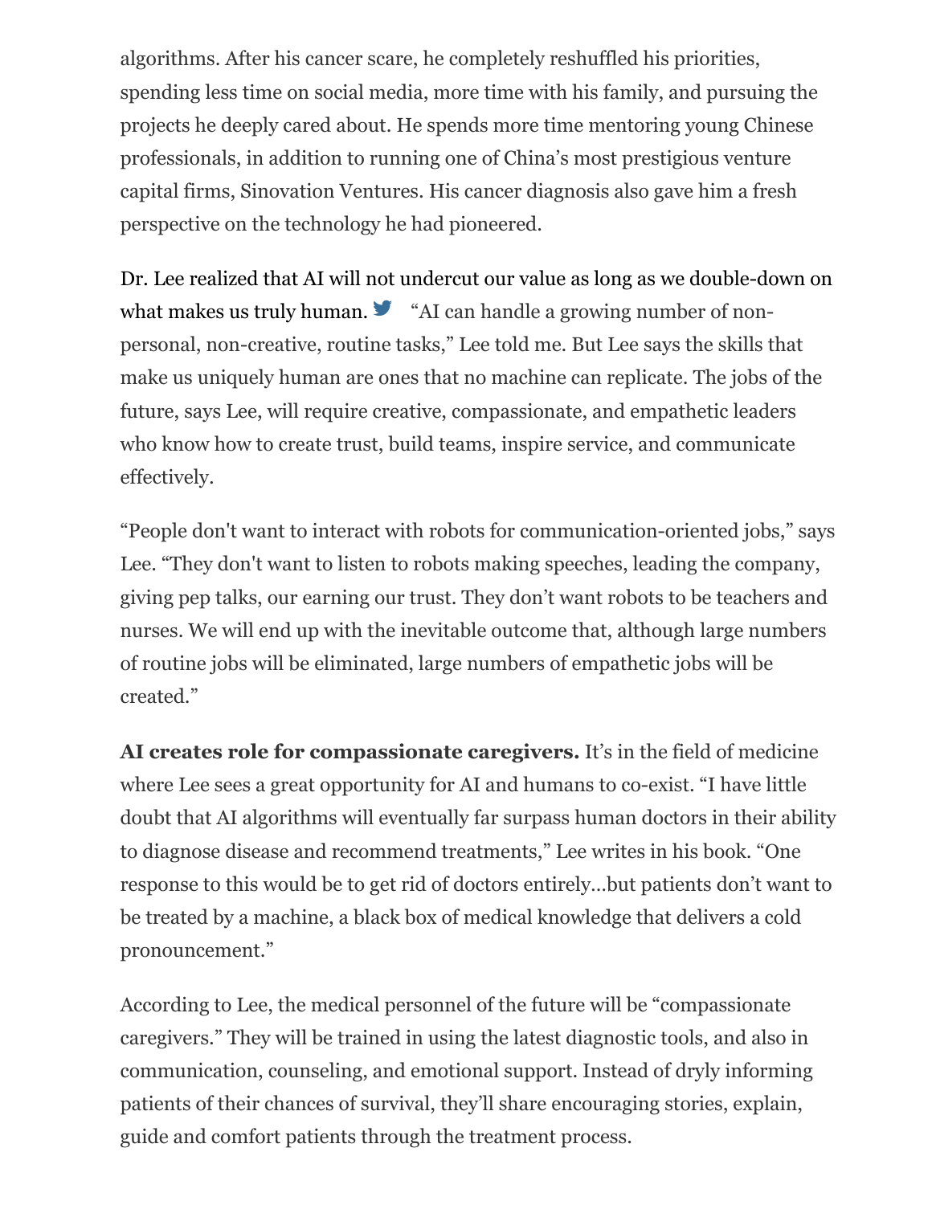algorithms. After his cancer scare, he completely reshuffled his priorities, spending less time on social media, more time with his family, and pursuing the projects he deeply cared about. He spends more time mentoring young Chinese professionals, in addition to running one of China's most prestigious venture capital firms, Sinovation Ventures. His cancer diagnosis also gave him a fresh perspective on the technology he had pioneered.

Dr. Lee realized that AI will not undercut our value as long as we double-down on what makes us truly human. "AI can handle a growing number of non-personal, non-creative, routine tasks," Lee told me. But Lee says the skills that make us uniquely human are ones that no machine can replicate. The jobs of the future, says Lee, will require creative, compassionate, and empathetic leaders who know how to create trust, build teams, inspire service, and communicate effectively.

"People don't want to interact with robots for communication-oriented jobs," says Lee. "They don't want to listen to robots making speeches, leading the company, giving pep talks, our earning our trust. They don't want robots to be teachers and nurses. We will end up with the inevitable outcome that, although large numbers of routine jobs will be eliminated, large numbers of empathetic jobs will be created."

**AI creates role for compassionate caregivers.** It's in the field of medicine where Lee sees a great opportunity for AI and humans to co-exist. "I have little doubt that AI algorithms will eventually far surpass human doctors in their ability to diagnose disease and recommend treatments," Lee writes in his book. "One response to this would be to get rid of doctors entirely…but patients don't want to be treated by a machine, a black box of medical knowledge that delivers a cold pronouncement."

According to Lee, the medical personnel of the future will be "compassionate caregivers." They will be trained in using the latest diagnostic tools, and also in communication, counseling, and emotional support. Instead of dryly informing patients of their chances of survival, they'll share encouraging stories, explain, guide and comfort patients through the treatment process.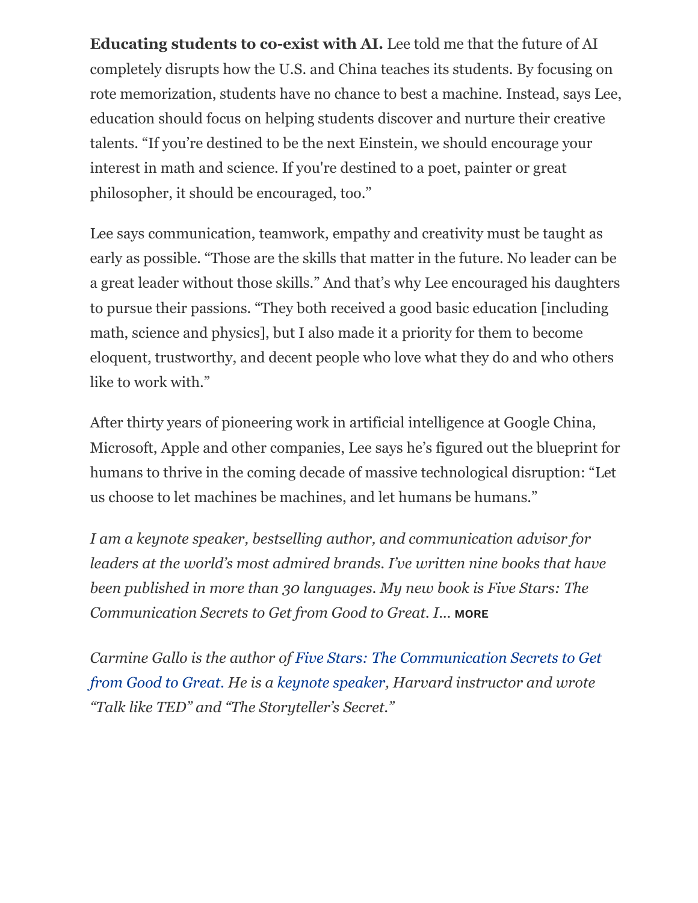**Educating students to co-exist with AI.** Lee told me that the future of AI completely disrupts how the U.S. and China teaches its students. By focusing on rote memorization, students have no chance to best a machine. Instead, says Lee, education should focus on helping students discover and nurture their creative talents. "If you're destined to be the next Einstein, we should encourage your interest in math and science. If you're destined to a poet, painter or great philosopher, it should be encouraged, too."

Lee says communication, teamwork, empathy and creativity must be taught as early as possible. "Those are the skills that matter in the future. No leader can be a great leader without those skills." And that's why Lee encouraged his daughters to pursue their passions. "They both received a good basic education [including math, science and physics], but I also made it a priority for them to become eloquent, trustworthy, and decent people who love what they do and who others like to work with."

After thirty years of pioneering work in artificial intelligence at Google China, Microsoft, Apple and other companies, Lee says he's figured out the blueprint for humans to thrive in the coming decade of massive technological disruption: "Let us choose to let machines be machines, and let humans be humans."

*I am a keynote speaker, bestselling author, and communication advisor for leaders at the world's most admired brands. I've written nine books that have been published in more than 30 languages. My new book is Five Stars: The Communication Secrets to Get from Good to Great. I...* **MORE**

*Carmine Gallo is the author of Five Stars: The Communication Secrets to Get from Good to Great. He is a keynote speaker, Harvard instructor and wrote "Talk like TED" and "The Storyteller's Secret."*